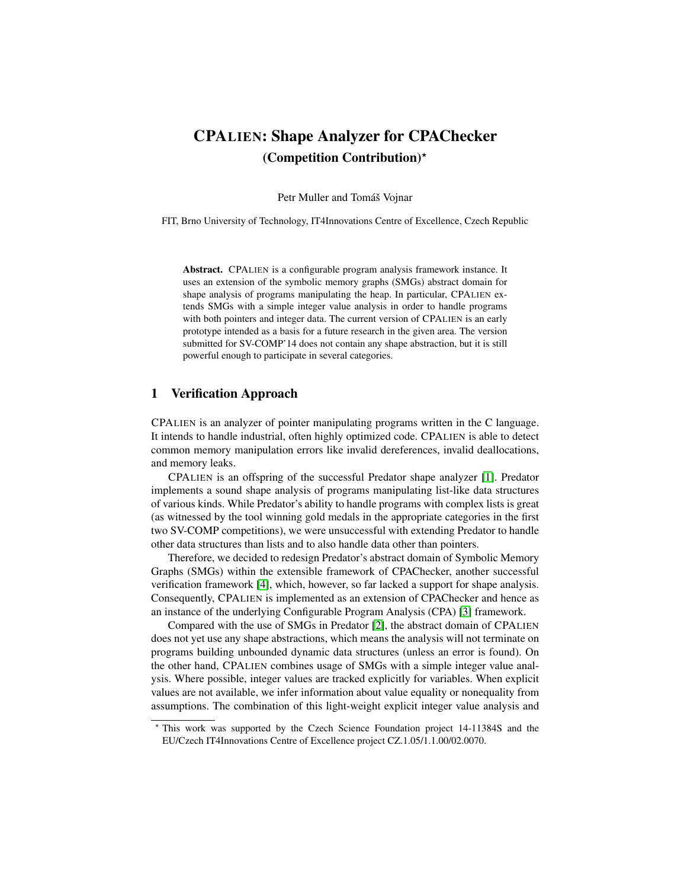# CPALIEN: Shape Analyzer for CPAChecker
## (Competition Contribution)*

Petr Muller and Tomáš Vojnar

FIT, Brno University of Technology, IT4Innovations Centre of Excellence, Czech Republic

**Abstract.** CPALIEN is a configurable program analysis framework instance. It uses an extension of the symbolic memory graphs (SMGs) abstract domain for shape analysis of programs manipulating the heap. In particular, CPALIEN extends SMGs with a simple integer value analysis in order to handle programs with both pointers and integer data. The current version of CPALIEN is an early prototype intended as a basis for a future research in the given area. The version submitted for SV-COMP'14 does not contain any shape abstraction, but it is still powerful enough to participate in several categories.

## 1 Verification Approach

CPALIEN is an analyzer of pointer manipulating programs written in the C language. It intends to handle industrial, often highly optimized code. CPALIEN is able to detect common memory manipulation errors like invalid dereferences, invalid deallocations, and memory leaks.

CPALIEN is an offspring of the successful Predator shape analyzer [1]. Predator implements a sound shape analysis of programs manipulating list-like data structures of various kinds. While Predator's ability to handle programs with complex lists is great (as witnessed by the tool winning gold medals in the appropriate categories in the first two SV-COMP competitions), we were unsuccessful with extending Predator to handle other data structures than lists and to also handle data other than pointers.

Therefore, we decided to redesign Predator's abstract domain of Symbolic Memory Graphs (SMGs) within the extensible framework of CPAChecker, another successful verification framework [4], which, however, so far lacked a support for shape analysis. Consequently, CPALIEN is implemented as an extension of CPAChecker and hence as an instance of the underlying Configurable Program Analysis (CPA) [3] framework.

Compared with the use of SMGs in Predator [2], the abstract domain of CPALIEN does not yet use any shape abstractions, which means the analysis will not terminate on programs building unbounded dynamic data structures (unless an error is found). On the other hand, CPALIEN combines usage of SMGs with a simple integer value analysis. Where possible, integer values are tracked explicitly for variables. When explicit values are not available, we infer information about value equality or nonequality from assumptions. The combination of this light-weight explicit integer value analysis and

* This work was supported by the Czech Science Foundation project 14-11384S and the EU/Czech IT4Innovations Centre of Excellence project CZ.1.05/1.1.00/02.0070.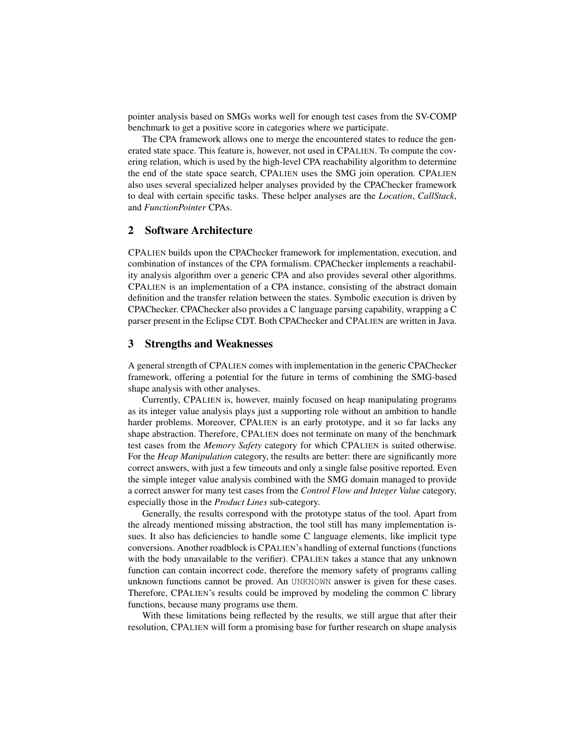pointer analysis based on SMGs works well for enough test cases from the SV-COMP benchmark to get a positive score in categories where we participate.

The CPA framework allows one to merge the encountered states to reduce the generated state space. This feature is, however, not used in CPALIEN. To compute the covering relation, which is used by the high-level CPA reachability algorithm to determine the end of the state space search, CPALIEN uses the SMG join operation. CPALIEN also uses several specialized helper analyses provided by the CPAChecker framework to deal with certain specific tasks. These helper analyses are the *Location*, *CallStack*, and *FunctionPointer* CPAs.

## 2 Software Architecture

CPALIEN builds upon the CPAChecker framework for implementation, execution, and combination of instances of the CPA formalism. CPAChecker implements a reachability analysis algorithm over a generic CPA and also provides several other algorithms. CPALIEN is an implementation of a CPA instance, consisting of the abstract domain definition and the transfer relation between the states. Symbolic execution is driven by CPAChecker. CPAChecker also provides a C language parsing capability, wrapping a C parser present in the Eclipse CDT. Both CPAChecker and CPALIEN are written in Java.

## 3 Strengths and Weaknesses

A general strength of CPALIEN comes with implementation in the generic CPAChecker framework, offering a potential for the future in terms of combining the SMG-based shape analysis with other analyses.

Currently, CPALIEN is, however, mainly focused on heap manipulating programs as its integer value analysis plays just a supporting role without an ambition to handle harder problems. Moreover, CPALIEN is an early prototype, and it so far lacks any shape abstraction. Therefore, CPALIEN does not terminate on many of the benchmark test cases from the *Memory Safety* category for which CPALIEN is suited otherwise. For the *Heap Manipulation* category, the results are better: there are significantly more correct answers, with just a few timeouts and only a single false positive reported. Even the simple integer value analysis combined with the SMG domain managed to provide a correct answer for many test cases from the *Control Flow and Integer Value* category, especially those in the *Product Lines* sub-category.

Generally, the results correspond with the prototype status of the tool. Apart from the already mentioned missing abstraction, the tool still has many implementation issues. It also has deficiencies to handle some C language elements, like implicit type conversions. Another roadblock is CPALIEN's handling of external functions (functions with the body unavailable to the verifier). CPALIEN takes a stance that any unknown function can contain incorrect code, therefore the memory safety of programs calling unknown functions cannot be proved. An `UNKNOWN` answer is given for these cases. Therefore, CPALIEN's results could be improved by modeling the common C library functions, because many programs use them.

With these limitations being reflected by the results, we still argue that after their resolution, CPALIEN will form a promising base for further research on shape analysis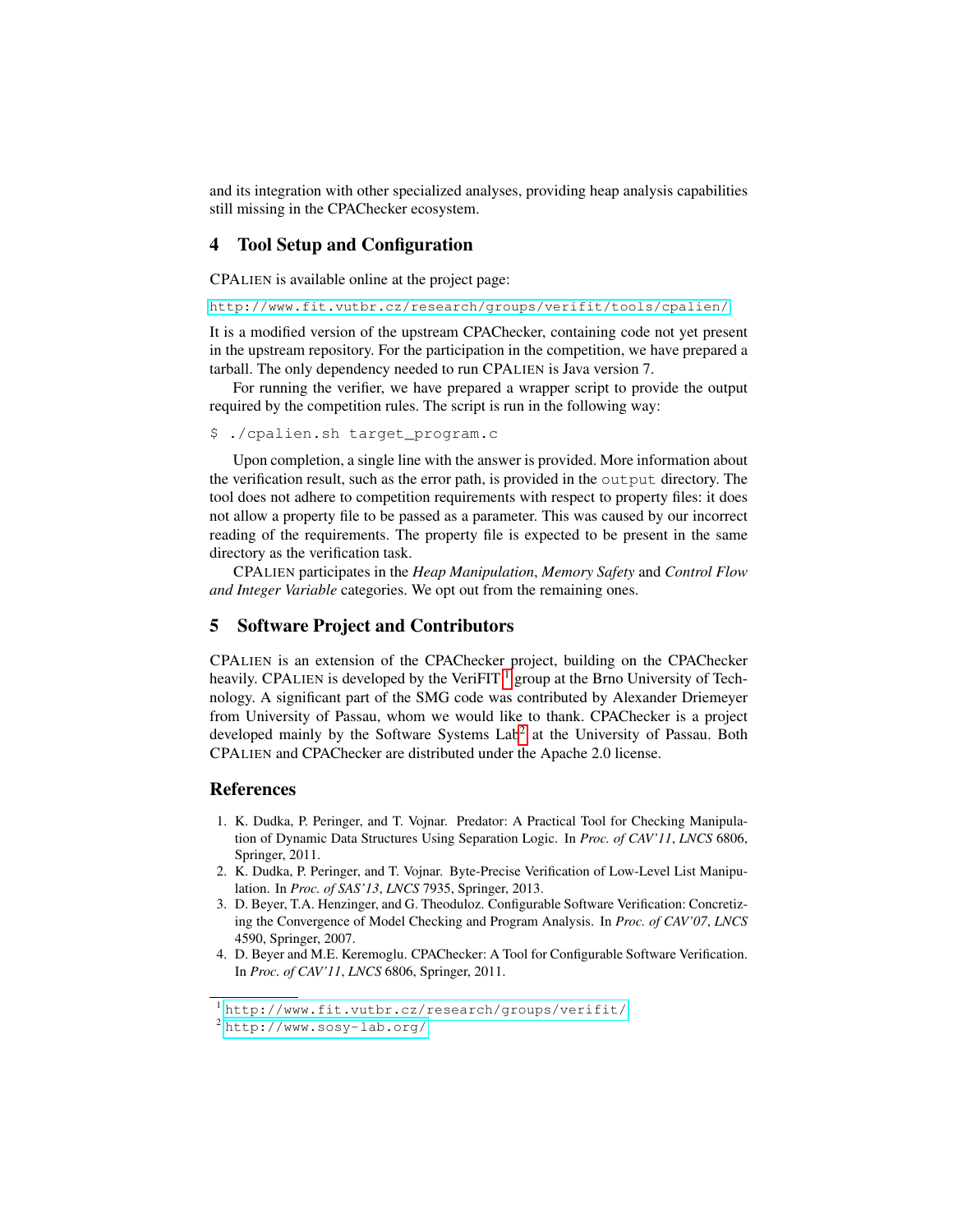and its integration with other specialized analyses, providing heap analysis capabilities still missing in the CPAChecker ecosystem.

## 4 Tool Setup and Configuration

CPALIEN is available online at the project page:

http://www.fit.vutbr.cz/research/groups/verifit/tools/cpalien/

It is a modified version of the upstream CPAChecker, containing code not yet present in the upstream repository. For the participation in the competition, we have prepared a tarball. The only dependency needed to run CPALIEN is Java version 7.

For running the verifier, we have prepared a wrapper script to provide the output required by the competition rules. The script is run in the following way:

```
$ ./cpalien.sh target_program.c
```

Upon completion, a single line with the answer is provided. More information about the verification result, such as the error path, is provided in the `output` directory. The tool does not adhere to competition requirements with respect to property files: it does not allow a property file to be passed as a parameter. This was caused by our incorrect reading of the requirements. The property file is expected to be present in the same directory as the verification task.

CPALIEN participates in the *Heap Manipulation*, *Memory Safety* and *Control Flow and Integer Variable* categories. We opt out from the remaining ones.

## 5 Software Project and Contributors

CPALIEN is an extension of the CPAChecker project, building on the CPAChecker heavily. CPALIEN is developed by the VeriFIT [1] group at the Brno University of Technology. A significant part of the SMG code was contributed by Alexander Driemeyer from University of Passau, whom we would like to thank. CPAChecker is a project developed mainly by the Software Systems Lab[2] at the University of Passau. Both CPALIEN and CPAChecker are distributed under the Apache 2.0 license.

## References

1. K. Dudka, P. Peringer, and T. Vojnar. Predator: A Practical Tool for Checking Manipulation of Dynamic Data Structures Using Separation Logic. In *Proc. of CAV'11*, *LNCS* 6806, Springer, 2011.
2. K. Dudka, P. Peringer, and T. Vojnar. Byte-Precise Verification of Low-Level List Manipulation. In *Proc. of SAS'13*, *LNCS* 7935, Springer, 2013.
3. D. Beyer, T.A. Henzinger, and G. Theoduloz. Configurable Software Verification: Concretizing the Convergence of Model Checking and Program Analysis. In *Proc. of CAV'07*, *LNCS* 4590, Springer, 2007.
4. D. Beyer and M.E. Keremoglu. CPAChecker: A Tool for Configurable Software Verification. In *Proc. of CAV'11*, *LNCS* 6806, Springer, 2011.

[1] http://www.fit.vutbr.cz/research/groups/verifit/

[2] http://www.sosy-lab.org/